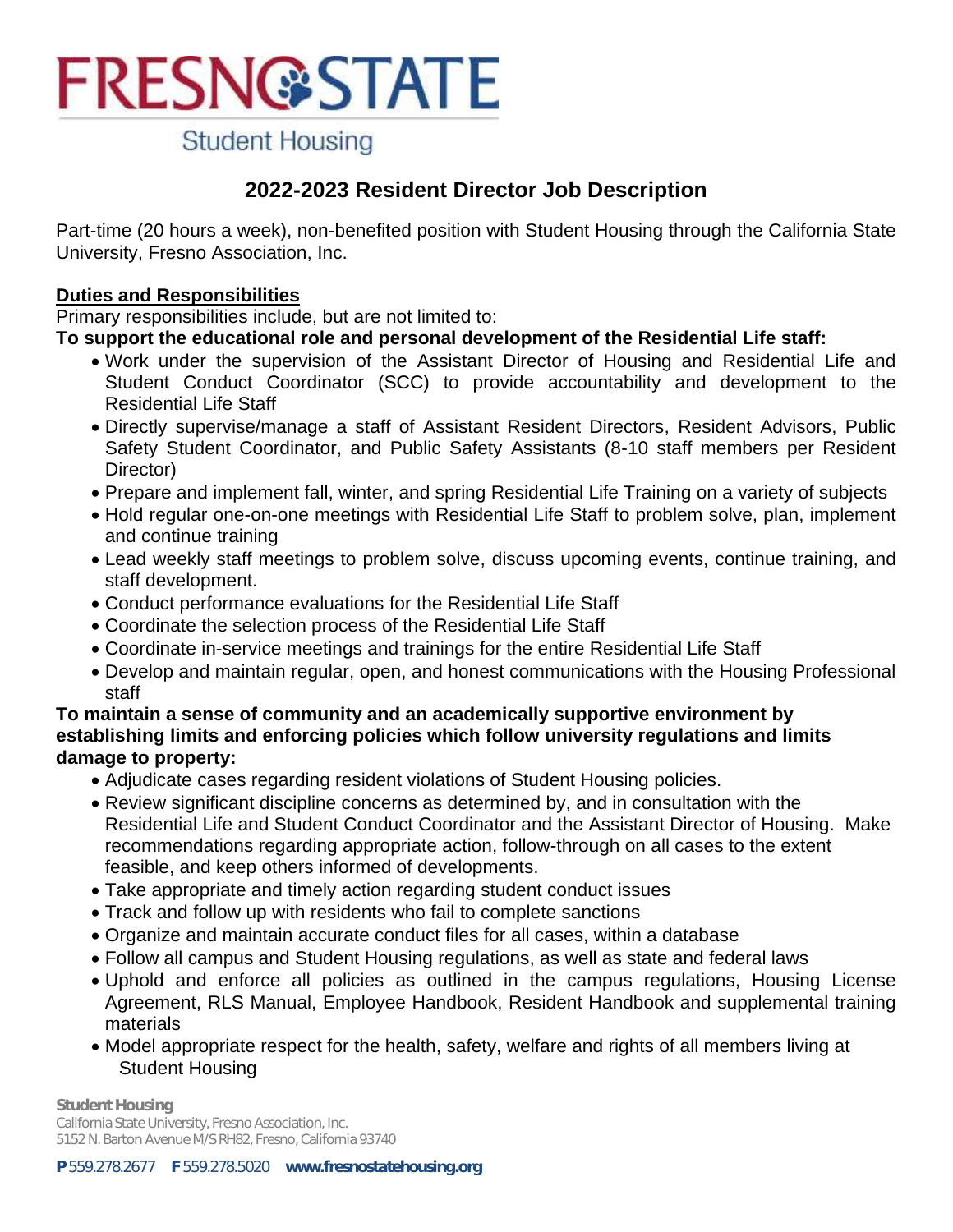# FRESNO STATE

Student Housing

## 2022-2023 Resident Director Job Description

Part-time (20 hours a week), non-benefited position with Student Housing through the California State University, Fresno Association, Inc.

**Duties and Responsibilities**

Primary responsibilities include, but are not limited to:

**To support the educational role and personal development of the Residential Life staff:**

- Work under the supervision of the Assistant Director of Housing and Residential Life and Student Conduct Coordinator (SCC) to provide accountability and development to the Residential Life Staff
- Directly supervise/manage a staff of Assistant Resident Directors, Resident Advisors, Public Safety Student Coordinator, and Public Safety Assistants (8-10 staff members per Resident Director)
- Prepare and implement fall, winter, and spring Residential Life Training on a variety of subjects
- Hold regular one-on-one meetings with Residential Life Staff to problem solve, plan, implement and continue training
- Lead weekly staff meetings to problem solve, discuss upcoming events, continue training, and staff development.
- Conduct performance evaluations for the Residential Life Staff
- Coordinate the selection process of the Residential Life Staff
- Coordinate in-service meetings and trainings for the entire Residential Life Staff
- Develop and maintain regular, open, and honest communications with the Housing Professional staff

**To maintain a sense of community and an academically supportive environment by establishing limits and enforcing policies which follow university regulations and limits damage to property:**

- Adjudicate cases regarding resident violations of Student Housing policies.
- Review significant discipline concerns as determined by, and in consultation with the Residential Life and Student Conduct Coordinator and the Assistant Director of Housing. Make recommendations regarding appropriate action, follow-through on all cases to the extent feasible, and keep others informed of developments.
- Take appropriate and timely action regarding student conduct issues
- Track and follow up with residents who fail to complete sanctions
- Organize and maintain accurate conduct files for all cases, within a database
- Follow all campus and Student Housing regulations, as well as state and federal laws
- Uphold and enforce all policies as outlined in the campus regulations, Housing License Agreement, RLS Manual, Employee Handbook, Resident Handbook and supplemental training materials
- Model appropriate respect for the health, safety, welfare and rights of all members living at Student Housing

**Student Housing**
California State University, Fresno Association, Inc.
5152 N. Barton Avenue M/S RH82, Fresno, California 93740

**P** 559.278.2677 **F** 559.278.5020 **www.fresnostatehousing.org**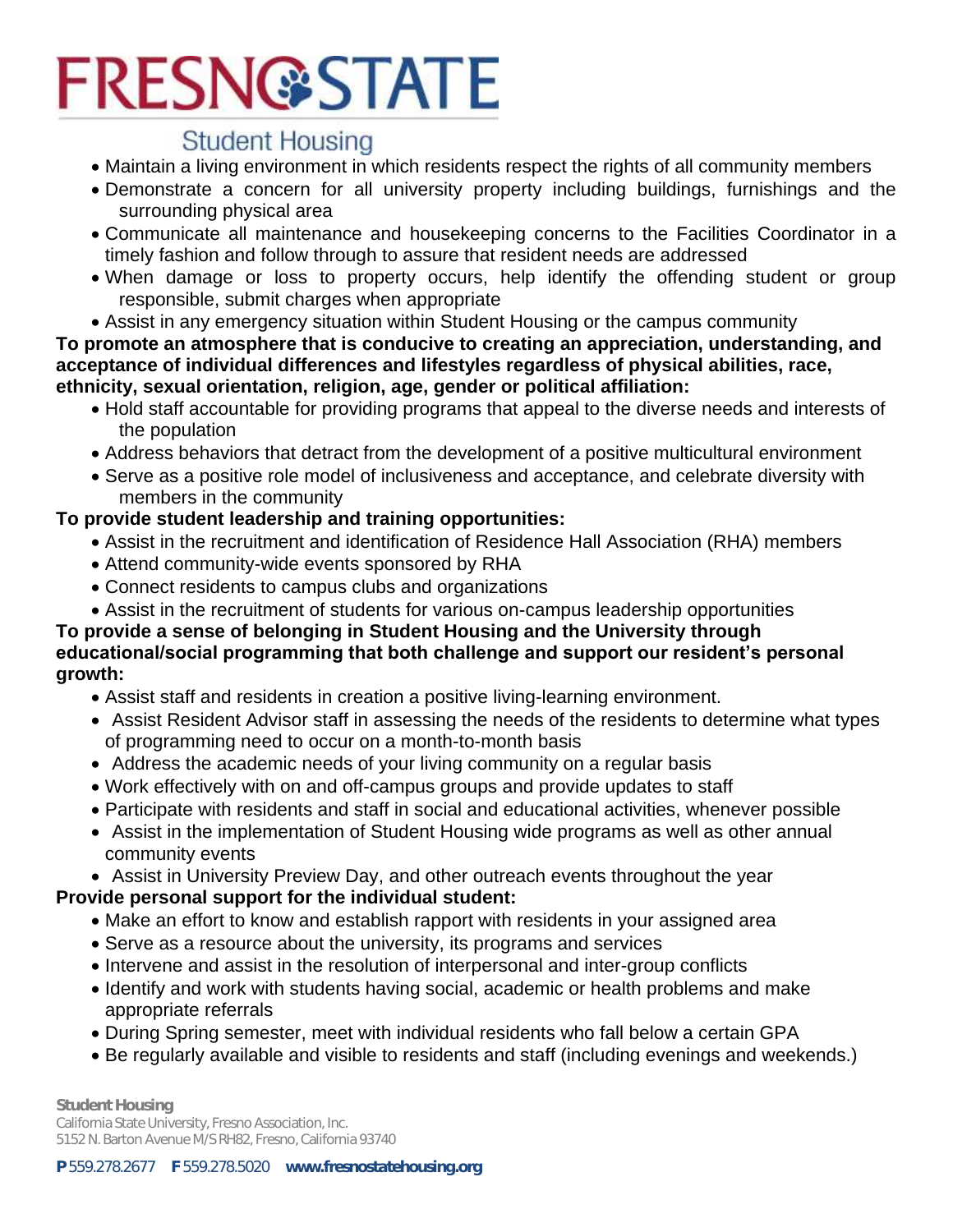- Maintain a living environment in which residents respect the rights of all community members
- Demonstrate a concern for all university property including buildings, furnishings and the surrounding physical area
- Communicate all maintenance and housekeeping concerns to the Facilities Coordinator in a timely fashion and follow through to assure that resident needs are addressed
- When damage or loss to property occurs, help identify the offending student or group responsible, submit charges when appropriate
- Assist in any emergency situation within Student Housing or the campus community

**To promote an atmosphere that is conducive to creating an appreciation, understanding, and acceptance of individual differences and lifestyles regardless of physical abilities, race, ethnicity, sexual orientation, religion, age, gender or political affiliation:**

- Hold staff accountable for providing programs that appeal to the diverse needs and interests of the population
- Address behaviors that detract from the development of a positive multicultural environment
- Serve as a positive role model of inclusiveness and acceptance, and celebrate diversity with members in the community

**To provide student leadership and training opportunities:**

- Assist in the recruitment and identification of Residence Hall Association (RHA) members
- Attend community-wide events sponsored by RHA
- Connect residents to campus clubs and organizations
- Assist in the recruitment of students for various on-campus leadership opportunities

**To provide a sense of belonging in Student Housing and the University through educational/social programming that both challenge and support our resident's personal growth:**

- Assist staff and residents in creation a positive living-learning environment.
- Assist Resident Advisor staff in assessing the needs of the residents to determine what types of programming need to occur on a month-to-month basis
- Address the academic needs of your living community on a regular basis
- Work effectively with on and off-campus groups and provide updates to staff
- Participate with residents and staff in social and educational activities, whenever possible
- Assist in the implementation of Student Housing wide programs as well as other annual community events
- Assist in University Preview Day, and other outreach events throughout the year

**Provide personal support for the individual student:**

- Make an effort to know and establish rapport with residents in your assigned area
- Serve as a resource about the university, its programs and services
- Intervene and assist in the resolution of interpersonal and inter-group conflicts
- Identify and work with students having social, academic or health problems and make appropriate referrals
- During Spring semester, meet with individual residents who fall below a certain GPA
- Be regularly available and visible to residents and staff (including evenings and weekends.)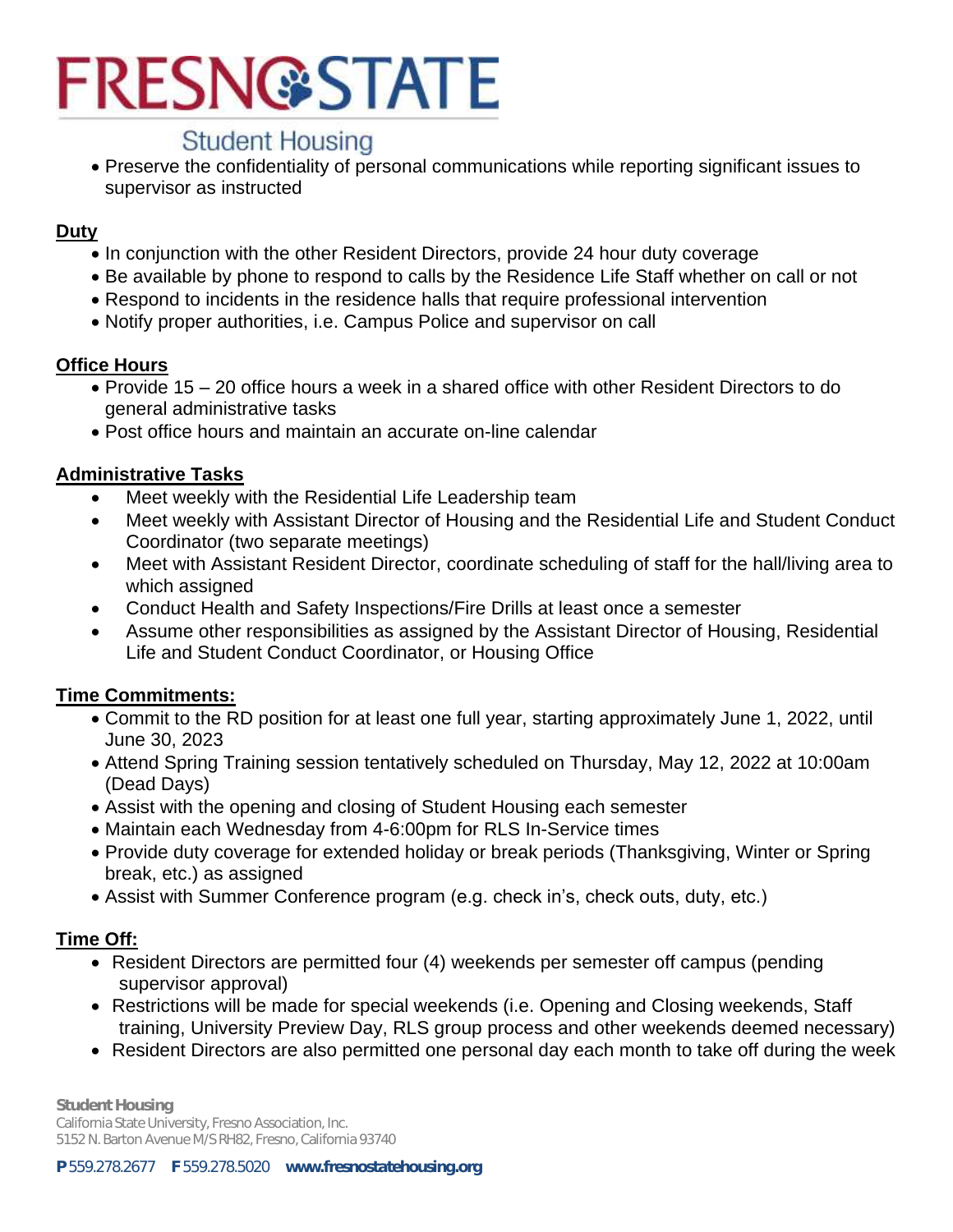- Preserve the confidentiality of personal communications while reporting significant issues to supervisor as instructed

## Duty

- In conjunction with the other Resident Directors, provide 24 hour duty coverage
- Be available by phone to respond to calls by the Residence Life Staff whether on call or not
- Respond to incidents in the residence halls that require professional intervention
- Notify proper authorities, i.e. Campus Police and supervisor on call

## Office Hours

- Provide 15 – 20 office hours a week in a shared office with other Resident Directors to do general administrative tasks
- Post office hours and maintain an accurate on-line calendar

## Administrative Tasks

- Meet weekly with the Residential Life Leadership team
- Meet weekly with Assistant Director of Housing and the Residential Life and Student Conduct Coordinator (two separate meetings)
- Meet with Assistant Resident Director, coordinate scheduling of staff for the hall/living area to which assigned
- Conduct Health and Safety Inspections/Fire Drills at least once a semester
- Assume other responsibilities as assigned by the Assistant Director of Housing, Residential Life and Student Conduct Coordinator, or Housing Office

## Time Commitments:

- Commit to the RD position for at least one full year, starting approximately June 1, 2022, until June 30, 2023
- Attend Spring Training session tentatively scheduled on Thursday, May 12, 2022 at 10:00am (Dead Days)
- Assist with the opening and closing of Student Housing each semester
- Maintain each Wednesday from 4-6:00pm for RLS In-Service times
- Provide duty coverage for extended holiday or break periods (Thanksgiving, Winter or Spring break, etc.) as assigned
- Assist with Summer Conference program (e.g. check in's, check outs, duty, etc.)

## Time Off:

- Resident Directors are permitted four (4) weekends per semester off campus (pending supervisor approval)
- Restrictions will be made for special weekends (i.e. Opening and Closing weekends, Staff training, University Preview Day, RLS group process and other weekends deemed necessary)
- Resident Directors are also permitted one personal day each month to take off during the week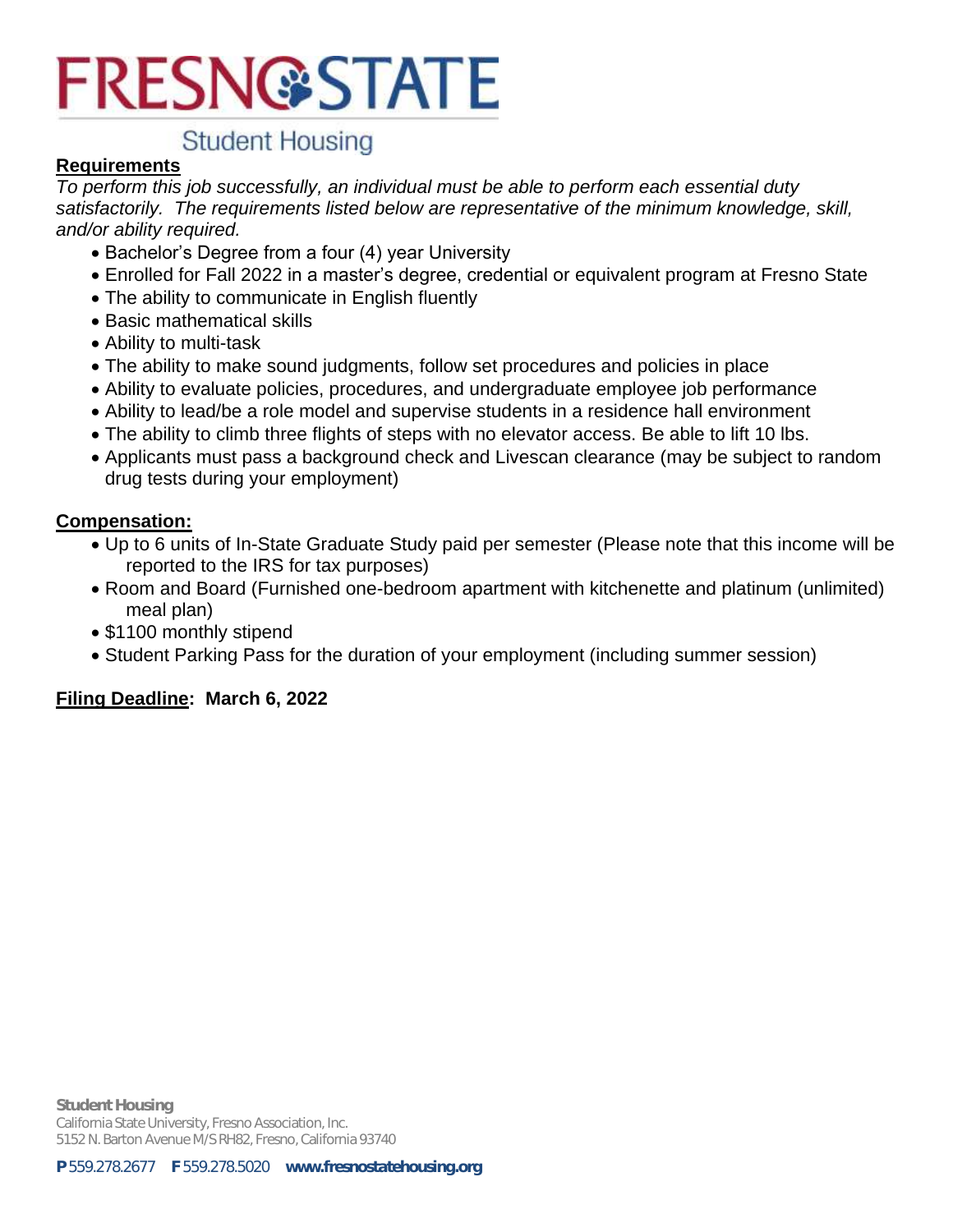# FRESNO STATE

## Student Housing

**Requirements**

*To perform this job successfully, an individual must be able to perform each essential duty satisfactorily. The requirements listed below are representative of the minimum knowledge, skill, and/or ability required.*

- Bachelor's Degree from a four (4) year University
- Enrolled for Fall 2022 in a master's degree, credential or equivalent program at Fresno State
- The ability to communicate in English fluently
- Basic mathematical skills
- Ability to multi-task
- The ability to make sound judgments, follow set procedures and policies in place
- Ability to evaluate policies, procedures, and undergraduate employee job performance
- Ability to lead/be a role model and supervise students in a residence hall environment
- The ability to climb three flights of steps with no elevator access. Be able to lift 10 lbs.
- Applicants must pass a background check and Livescan clearance (may be subject to random drug tests during your employment)

**Compensation:**

- Up to 6 units of In-State Graduate Study paid per semester (Please note that this income will be reported to the IRS for tax purposes)
- Room and Board (Furnished one-bedroom apartment with kitchenette and platinum (unlimited) meal plan)
- $1100 monthly stipend
- Student Parking Pass for the duration of your employment (including summer session)

**Filing Deadline: March 6, 2022**

**Student Housing**
California State University, Fresno Association, Inc.
5152 N. Barton Avenue M/S RH82, Fresno, California 93740

**P** 559.278.2677 **F** 559.278.5020 **www.fresnostatehousing.org**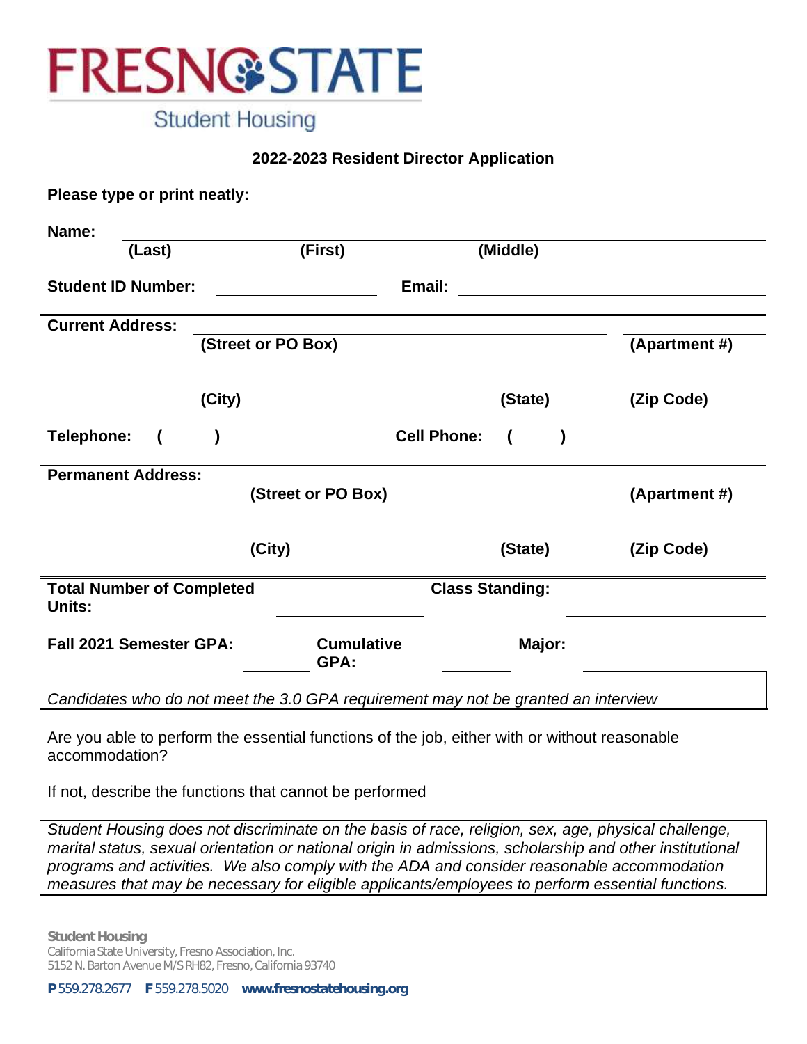FRESNO STATE

Student Housing

## 2022-2023 Resident Director Application

**Please type or print neatly:**

**Name:** ______________________________________________
**(Last)** **(First)** **(Middle)**

**Student ID Number:** ________________ **Email:** ______________________________

**Current Address:** ______________________________________________ ________________
**(Street or PO Box)** **(Apartment #)**

______________________________ ________________ ________________
**(City)** **(State)** **(Zip Code)**

**Telephone:** **(      )** ________________ **Cell Phone:** **(      )** ________________

**Permanent Address:** ______________________________________________ ________________
**(Street or PO Box)** **(Apartment #)**

______________________________ ________________ ________________
**(City)** **(State)** **(Zip Code)**

**Total Number of Completed Units:** ________________ **Class Standing:** ________________

**Fall 2021 Semester GPA:** ________ **Cumulative GPA:** ________ **Major:** ________________

*Candidates who do not meet the 3.0 GPA requirement may not be granted an interview*

Are you able to perform the essential functions of the job, either with or without reasonable accommodation?

If not, describe the functions that cannot be performed

*Student Housing does not discriminate on the basis of race, religion, sex, age, physical challenge, marital status, sexual orientation or national origin in admissions, scholarship and other institutional programs and activities. We also comply with the ADA and consider reasonable accommodation measures that may be necessary for eligible applicants/employees to perform essential functions.*

**Student Housing**
California State University, Fresno Association, Inc.
5152 N. Barton Avenue M/S RH82, Fresno, California 93740

**P** 559.278.2677 **F** 559.278.5020 **www.fresnostatehousing.org**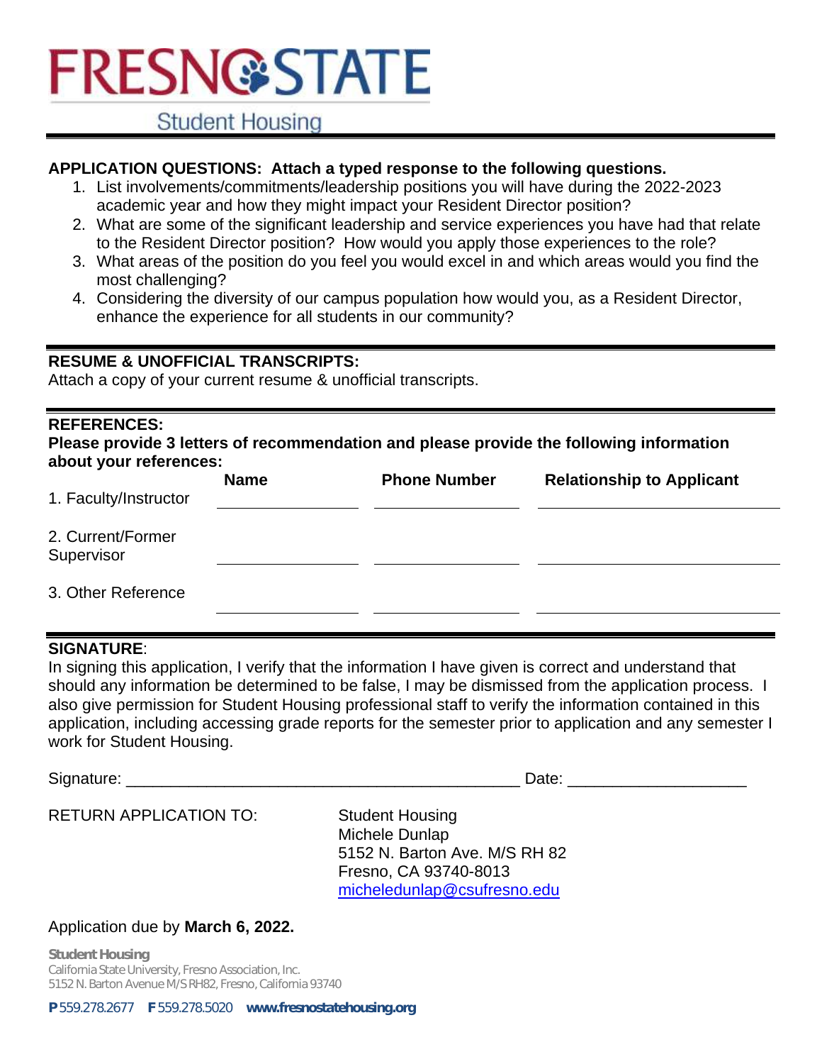# FRESNO STATE

Student Housing

**APPLICATION QUESTIONS: Attach a typed response to the following questions.**

1. List involvements/commitments/leadership positions you will have during the 2022-2023 academic year and how they might impact your Resident Director position?
2. What are some of the significant leadership and service experiences you have had that relate to the Resident Director position? How would you apply those experiences to the role?
3. What areas of the position do you feel you would excel in and which areas would you find the most challenging?
4. Considering the diversity of our campus population how would you, as a Resident Director, enhance the experience for all students in our community?

**RESUME & UNOFFICIAL TRANSCRIPTS:**

Attach a copy of your current resume & unofficial transcripts.

**REFERENCES:**

**Please provide 3 letters of recommendation and please provide the following information about your references:**

| | Name | Phone Number | Relationship to Applicant |
|---|---|---|---|
| 1. Faculty/Instructor | | | |
| 2. Current/Former Supervisor | | | |
| 3. Other Reference | | | |

**SIGNATURE**:

In signing this application, I verify that the information I have given is correct and understand that should any information be determined to be false, I may be dismissed from the application process. I also give permission for Student Housing professional staff to verify the information contained in this application, including accessing grade reports for the semester prior to application and any semester I work for Student Housing.

Signature: _____________________________________________ Date: ____________________

RETURN APPLICATION TO:

Student Housing
Michele Dunlap
5152 N. Barton Ave. M/S RH 82
Fresno, CA 93740-8013
micheledunlap@csufresno.edu

Application due by **March 6, 2022.**

**Student Housing**
California State University, Fresno Association, Inc.
5152 N. Barton Avenue M/S RH82, Fresno, California 93740

**P** 559.278.2677 **F** 559.278.5020 **www.fresnostatehousing.org**